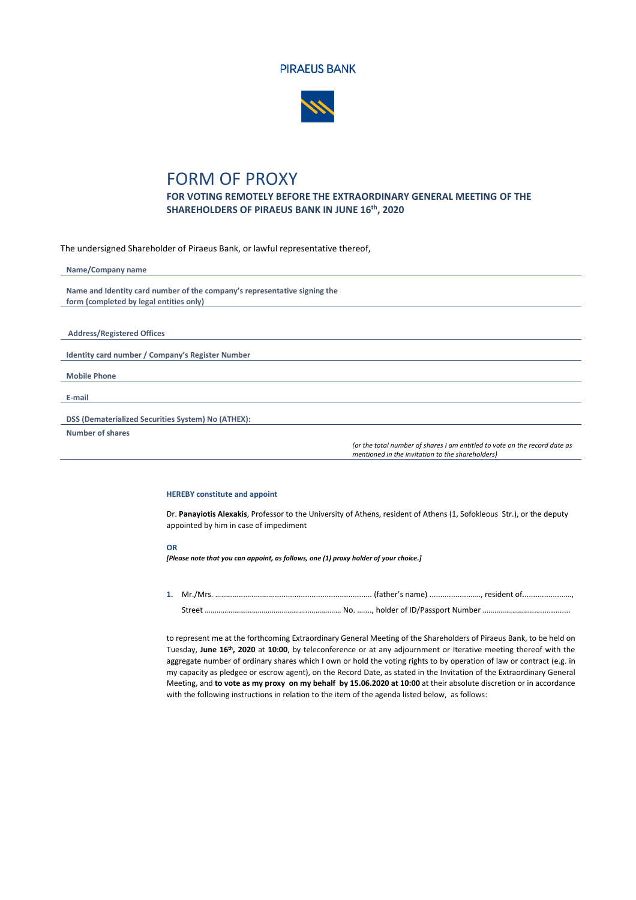PIRAEUS BANK

# FORM OF PROXY

**FOR VOTING REMOTELY BEFORE THE EXTRAORDINARY GENERAL MEETING OF THE SHAREHOLDERS OF PIRAEUS BANK IN JUNE 16th, 2020**

The undersigned Shareholder of Piraeus Bank, or lawful representative thereof,

**Name/Company name**

**Name and Identity card number of the company's representative signing the form (completed by legal entities only)**

**Address/Registered Offices**

**Identity card number / Company's Register Number**

**Mobile Phone**

**E-mail**

**DSS (Dematerialized Securities System) No (ATHEX):**

**Number of shares**

*(or the total number of shares I am entitled to vote on the record date as mentioned in the invitation to the shareholders)*

**HEREBY constitute and appoint**

Dr. **Panayiotis Alexakis**, Professor to the University of Athens, resident of Athens (1, Sofokleous Str.), or the deputy appointed by him in case of impediment

**OR**

***[Please note that you can appoint, as follows, one (1) proxy holder of your choice.]***

1. Mr./Mrs. ………………………….......................................... (father's name) ......................, resident of......................,
   Street ……………………………………………..…………… No. ……., holder of ID/Passport Number ……………………….............

to represent me at the forthcoming Extraordinary General Meeting of the Shareholders of Piraeus Bank, to be held on Tuesday, **June 16th, 2020** at **10:00**, by teleconference or at any adjournment or Iterative meeting thereof with the aggregate number of ordinary shares which I own or hold the voting rights to by operation of law or contract (e.g. in my capacity as pledgee or escrow agent), on the Record Date, as stated in the Invitation of the Extraordinary General Meeting, and **to vote as my proxy on my behalf by 15.06.2020 at 10:00** at their absolute discretion or in accordance with the following instructions in relation to the item of the agenda listed below, as follows: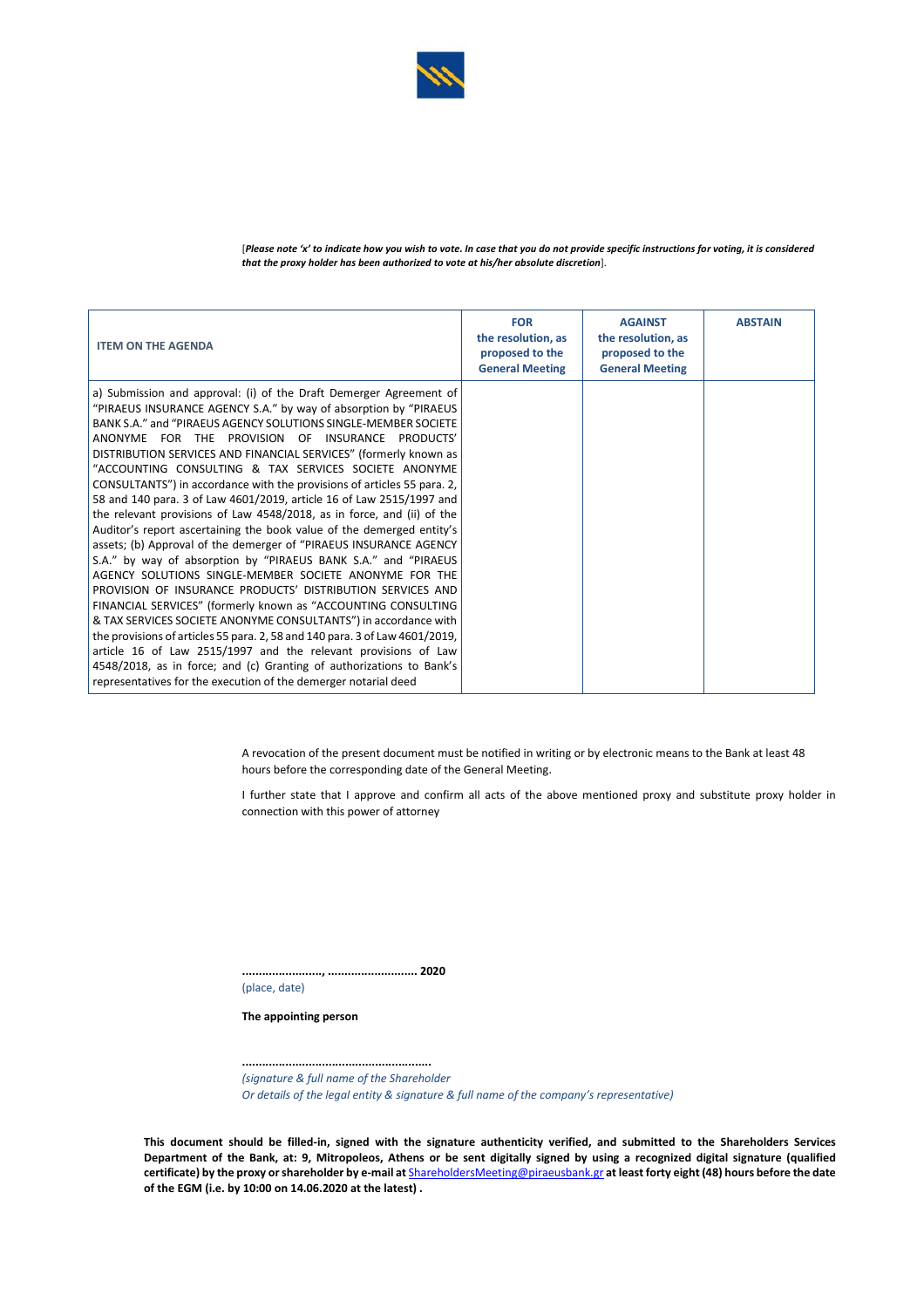[*Please note 'x' to indicate how you wish to vote. In case that you do not provide specific instructions for voting, it is considered that the proxy holder has been authorized to vote at his/her absolute discretion*].

| ITEM ON THE AGENDA | FOR the resolution, as proposed to the General Meeting | AGAINST the resolution, as proposed to the General Meeting | ABSTAIN |
|---|---|---|---|
| a) Submission and approval: (i) of the Draft Demerger Agreement of "PIRAEUS INSURANCE AGENCY S.A." by way of absorption by "PIRAEUS BANK S.A." and "PIRAEUS AGENCY SOLUTIONS SINGLE-MEMBER SOCIETE ANONYME FOR THE PROVISION OF INSURANCE PRODUCTS' DISTRIBUTION SERVICES AND FINANCIAL SERVICES" (formerly known as "ACCOUNTING CONSULTING & TAX SERVICES SOCIETE ANONYME CONSULTANTS") in accordance with the provisions of articles 55 para. 2, 58 and 140 para. 3 of Law 4601/2019, article 16 of Law 2515/1997 and the relevant provisions of Law 4548/2018, as in force, and (ii) of the Auditor's report ascertaining the book value of the demerged entity's assets; (b) Approval of the demerger of "PIRAEUS INSURANCE AGENCY S.A." by way of absorption by "PIRAEUS BANK S.A." and "PIRAEUS AGENCY SOLUTIONS SINGLE-MEMBER SOCIETE ANONYME FOR THE PROVISION OF INSURANCE PRODUCTS' DISTRIBUTION SERVICES AND FINANCIAL SERVICES" (formerly known as "ACCOUNTING CONSULTING & TAX SERVICES SOCIETE ANONYME CONSULTANTS") in accordance with the provisions of articles 55 para. 2, 58 and 140 para. 3 of Law 4601/2019, article 16 of Law 2515/1997 and the relevant provisions of Law 4548/2018, as in force; and (c) Granting of authorizations to Bank's representatives for the execution of the demerger notarial deed | | | |

A revocation of the present document must be notified in writing or by electronic means to the Bank at least 48 hours before the corresponding date of the General Meeting.

I further state that I approve and confirm all acts of the above mentioned proxy and substitute proxy holder in connection with this power of attorney

**……………………, ……………………… 2020**
(place, date)

**The appointing person**

**…………………………………………………**
*(signature & full name of the Shareholder*
*Or details of the legal entity & signature & full name of the company's representative)*

**This document should be filled-in, signed with the signature authenticity verified, and submitted to the Shareholders Services Department of the Bank, at: 9, Mitropoleos, Athens or be sent digitally signed by using a recognized digital signature (qualified certificate) by the proxy or shareholder by e-mail at ShareholdersMeeting@piraeusbank.gr at least forty eight (48) hours before the date of the EGM (i.e. by 10:00 on 14.06.2020 at the latest) .**